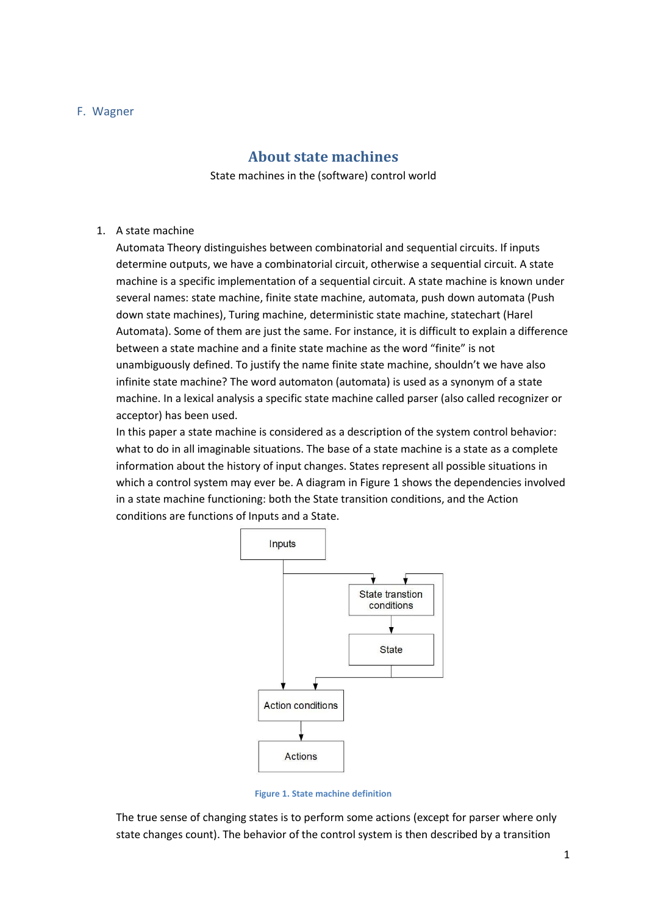F. Wagner

# About state machines

State machines in the (software) control world

1. A state machine

Automata Theory distinguishes between combinatorial and sequential circuits. If inputs determine outputs, we have a combinatorial circuit, otherwise a sequential circuit. A state machine is a specific implementation of a sequential circuit. A state machine is known under several names: state machine, finite state machine, automata, push down automata (Push down state machines), Turing machine, deterministic state machine, statechart (Harel Automata). Some of them are just the same. For instance, it is difficult to explain a difference between a state machine and a finite state machine as the word "finite" is not unambiguously defined. To justify the name finite state machine, shouldn't we have also infinite state machine? The word automaton (automata) is used as a synonym of a state machine. In a lexical analysis a specific state machine called parser (also called recognizer or acceptor) has been used.

In this paper a state machine is considered as a description of the system control behavior: what to do in all imaginable situations. The base of a state machine is a state as a complete information about the history of input changes. States represent all possible situations in which a control system may ever be. A diagram in Figure 1 shows the dependencies involved in a state machine functioning: both the State transition conditions, and the Action conditions are functions of Inputs and a State.

Inputs

State transtion conditions

State

Action conditions

Actions

Figure 1. State machine definition

The true sense of changing states is to perform some actions (except for parser where only state changes count). The behavior of the control system is then described by a transition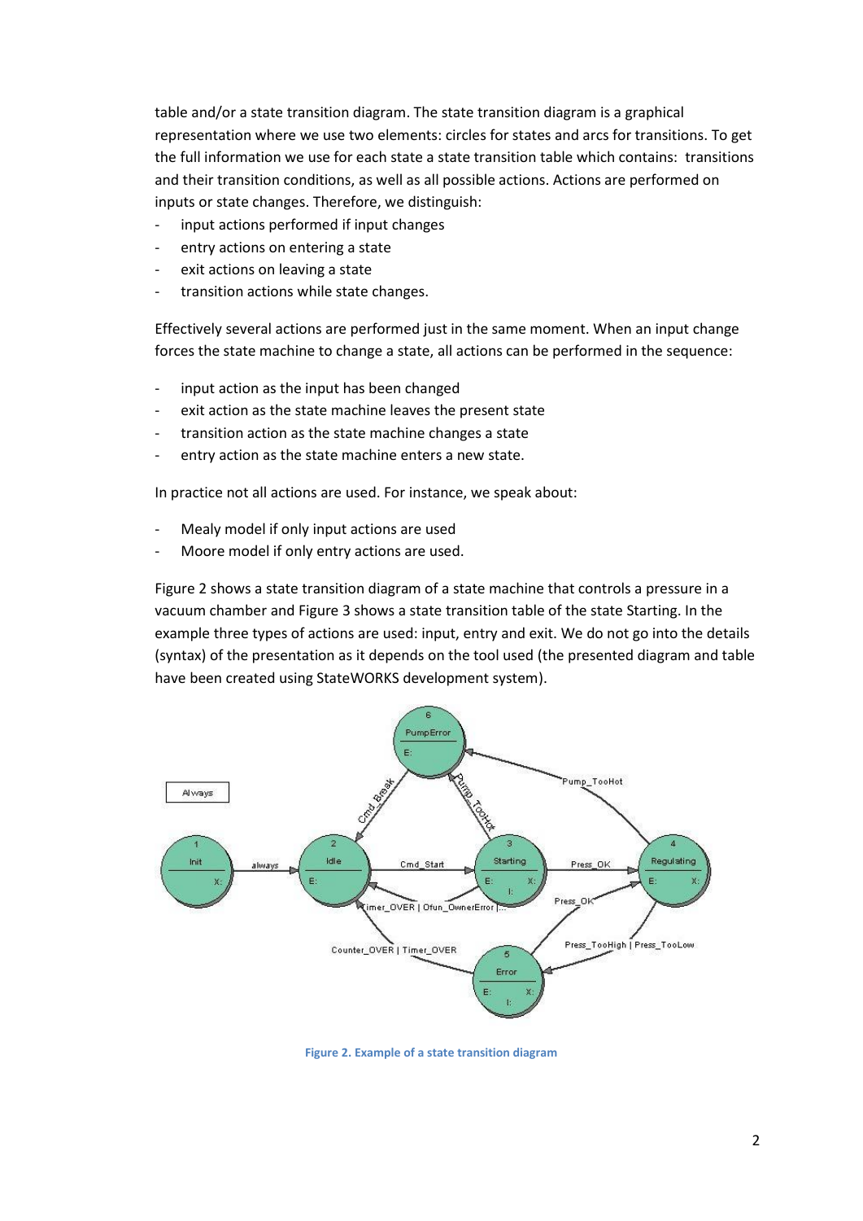table and/or a state transition diagram. The state transition diagram is a graphical representation where we use two elements: circles for states and arcs for transitions. To get the full information we use for each state a state transition table which contains: transitions and their transition conditions, as well as all possible actions. Actions are performed on inputs or state changes. Therefore, we distinguish:

- input actions performed if input changes
- entry actions on entering a state
- exit actions on leaving a state
- transition actions while state changes.

Effectively several actions are performed just in the same moment. When an input change forces the state machine to change a state, all actions can be performed in the sequence:

- input action as the input has been changed
- exit action as the state machine leaves the present state
- transition action as the state machine changes a state
- entry action as the state machine enters a new state.

In practice not all actions are used. For instance, we speak about:

- Mealy model if only input actions are used
- Moore model if only entry actions are used.

Figure 2 shows a state transition diagram of a state machine that controls a pressure in a vacuum chamber and Figure 3 shows a state transition table of the state Starting. In the example three types of actions are used: input, entry and exit. We do not go into the details (syntax) of the presentation as it depends on the tool used (the presented diagram and table have been created using StateWORKS development system).

**Figure 2. Example of a state transition diagram**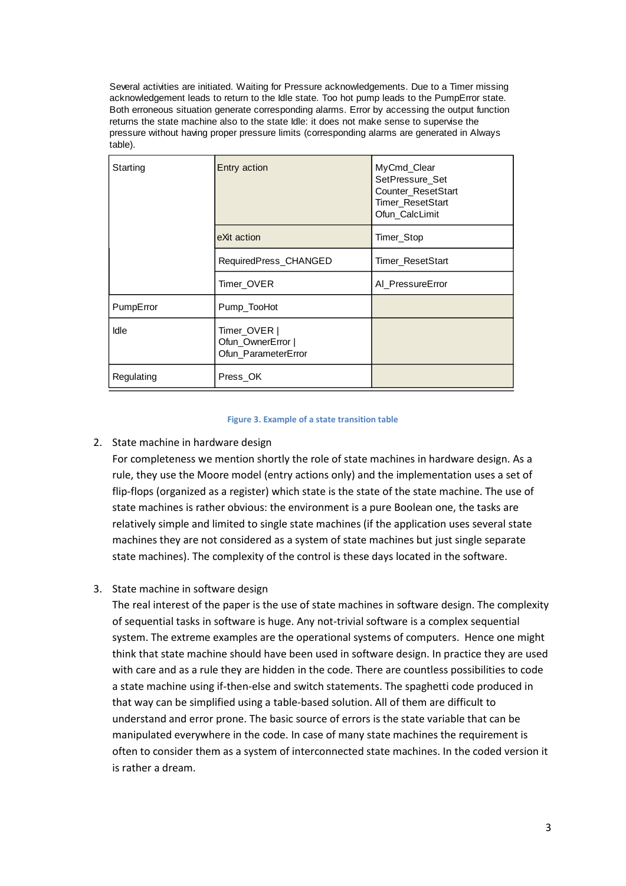Several activities are initiated. Waiting for Pressure acknowledgements. Due to a Timer missing acknowledgement leads to return to the Idle state. Too hot pump leads to the PumpError state. Both erroneous situation generate corresponding alarms. Error by accessing the output function returns the state machine also to the state Idle: it does not make sense to supervise the pressure without having proper pressure limits (corresponding alarms are generated in Always table).

| | | |
|---|---|---|
| Starting | Entry action | MyCmd_Clear<br>SetPressure_Set<br>Counter_ResetStart<br>Timer_ResetStart<br>Ofun_CalcLimit |
| | eXit action | Timer_Stop |
| | RequiredPress_CHANGED | Timer_ResetStart |
| | Timer_OVER | Al_PressureError |
| PumpError | Pump_TooHot | |
| Idle | Timer_OVER \|<br>Ofun_OwnerError \|<br>Ofun_ParameterError | |
| Regulating | Press_OK | |

**Figure 3. Example of a state transition table**

2. State machine in hardware design

   For completeness we mention shortly the role of state machines in hardware design. As a rule, they use the Moore model (entry actions only) and the implementation uses a set of flip-flops (organized as a register) which state is the state of the state machine. The use of state machines is rather obvious: the environment is a pure Boolean one, the tasks are relatively simple and limited to single state machines (if the application uses several state machines they are not considered as a system of state machines but just single separate state machines). The complexity of the control is these days located in the software.

3. State machine in software design

   The real interest of the paper is the use of state machines in software design. The complexity of sequential tasks in software is huge. Any not-trivial software is a complex sequential system. The extreme examples are the operational systems of computers. Hence one might think that state machine should have been used in software design. In practice they are used with care and as a rule they are hidden in the code. There are countless possibilities to code a state machine using if-then-else and switch statements. The spaghetti code produced in that way can be simplified using a table-based solution. All of them are difficult to understand and error prone. The basic source of errors is the state variable that can be manipulated everywhere in the code. In case of many state machines the requirement is often to consider them as a system of interconnected state machines. In the coded version it is rather a dream.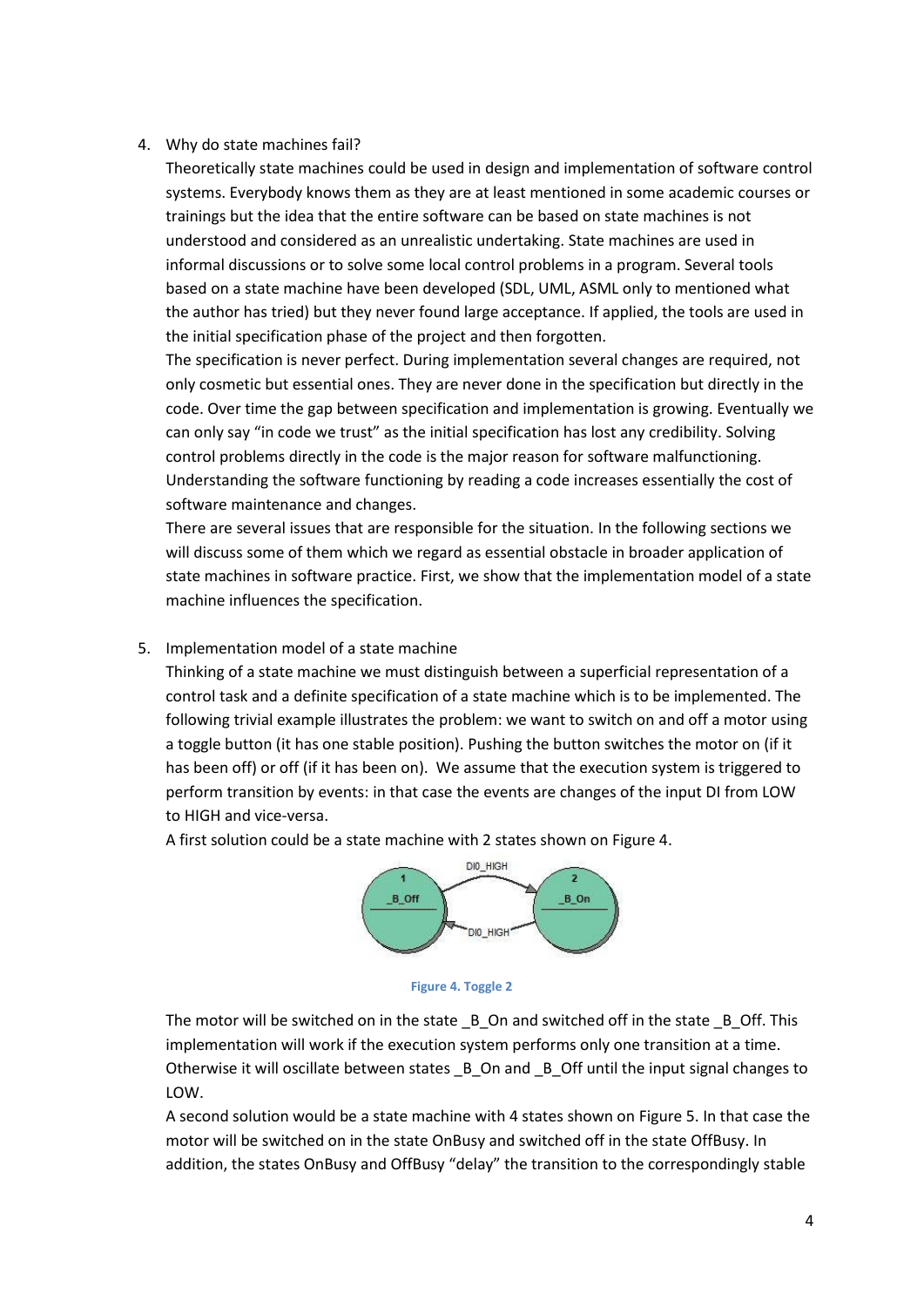4. Why do state machines fail?

   Theoretically state machines could be used in design and implementation of software control systems. Everybody knows them as they are at least mentioned in some academic courses or trainings but the idea that the entire software can be based on state machines is not understood and considered as an unrealistic undertaking. State machines are used in informal discussions or to solve some local control problems in a program. Several tools based on a state machine have been developed (SDL, UML, ASML only to mentioned what the author has tried) but they never found large acceptance. If applied, the tools are used in the initial specification phase of the project and then forgotten.

   The specification is never perfect. During implementation several changes are required, not only cosmetic but essential ones. They are never done in the specification but directly in the code. Over time the gap between specification and implementation is growing. Eventually we can only say "in code we trust" as the initial specification has lost any credibility. Solving control problems directly in the code is the major reason for software malfunctioning. Understanding the software functioning by reading a code increases essentially the cost of software maintenance and changes.

   There are several issues that are responsible for the situation. In the following sections we will discuss some of them which we regard as essential obstacle in broader application of state machines in software practice. First, we show that the implementation model of a state machine influences the specification.

5. Implementation model of a state machine

   Thinking of a state machine we must distinguish between a superficial representation of a control task and a definite specification of a state machine which is to be implemented. The following trivial example illustrates the problem: we want to switch on and off a motor using a toggle button (it has one stable position). Pushing the button switches the motor on (if it has been off) or off (if it has been on). We assume that the execution system is triggered to perform transition by events: in that case the events are changes of the input DI from LOW to HIGH and vice-versa.

   A first solution could be a state machine with 2 states shown on Figure 4.

   Figure 4. Toggle 2

   The motor will be switched on in the state _B_On and switched off in the state _B_Off. This implementation will work if the execution system performs only one transition at a time. Otherwise it will oscillate between states _B_On and _B_Off until the input signal changes to LOW.

   A second solution would be a state machine with 4 states shown on Figure 5. In that case the motor will be switched on in the state OnBusy and switched off in the state OffBusy. In addition, the states OnBusy and OffBusy "delay" the transition to the correspondingly stable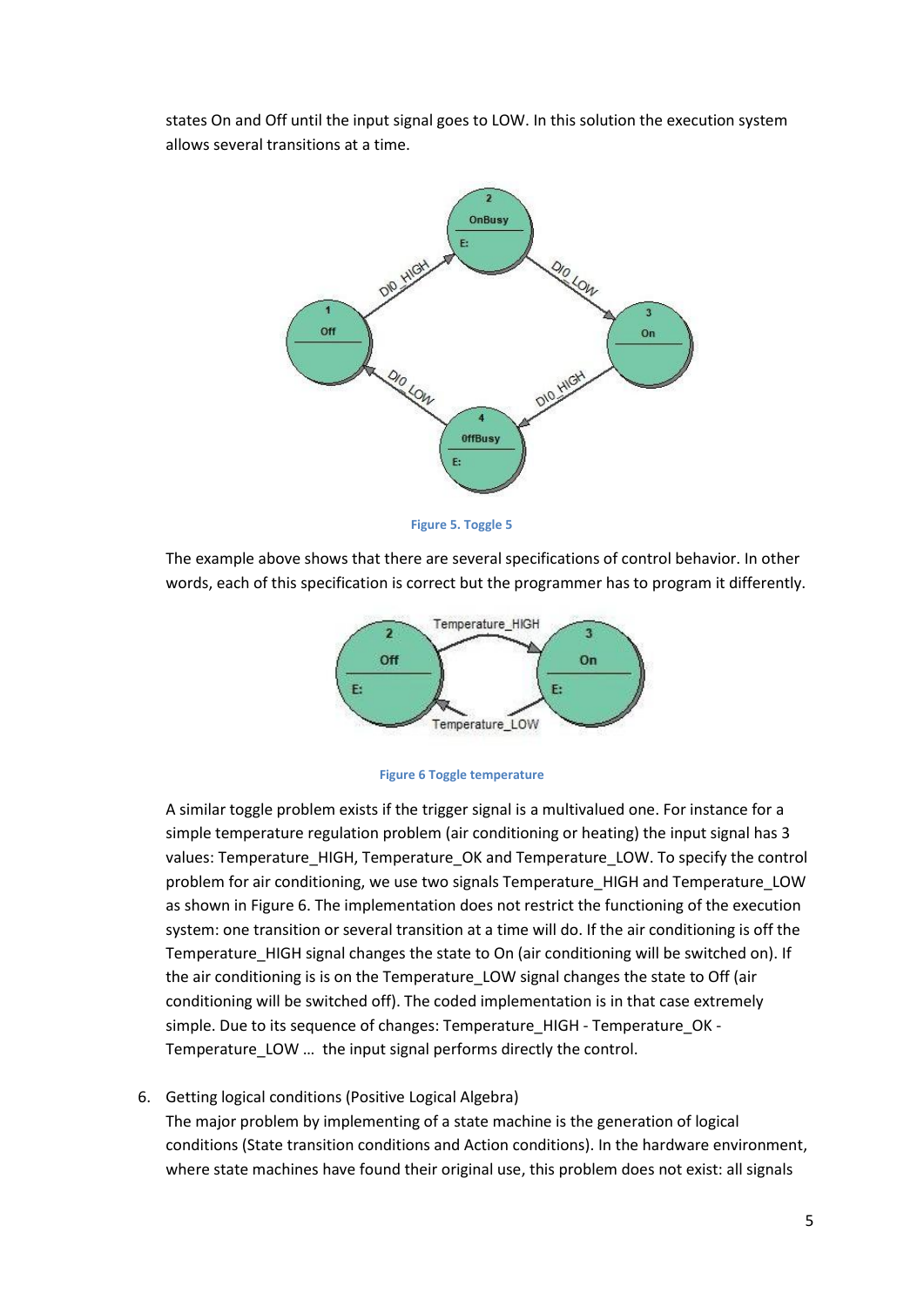states On and Off until the input signal goes to LOW. In this solution the execution system allows several transitions at a time.

Figure 5. Toggle 5

The example above shows that there are several specifications of control behavior. In other words, each of this specification is correct but the programmer has to program it differently.

Figure 6 Toggle temperature

A similar toggle problem exists if the trigger signal is a multivalued one. For instance for a simple temperature regulation problem (air conditioning or heating) the input signal has 3 values: Temperature_HIGH, Temperature_OK and Temperature_LOW. To specify the control problem for air conditioning, we use two signals Temperature_HIGH and Temperature_LOW as shown in Figure 6. The implementation does not restrict the functioning of the execution system: one transition or several transition at a time will do. If the air conditioning is off the Temperature_HIGH signal changes the state to On (air conditioning will be switched on). If the air conditioning is is on the Temperature_LOW signal changes the state to Off (air conditioning will be switched off). The coded implementation is in that case extremely simple. Due to its sequence of changes: Temperature_HIGH - Temperature_OK - Temperature_LOW … the input signal performs directly the control.

6. Getting logical conditions (Positive Logical Algebra)
   The major problem by implementing of a state machine is the generation of logical conditions (State transition conditions and Action conditions). In the hardware environment, where state machines have found their original use, this problem does not exist: all signals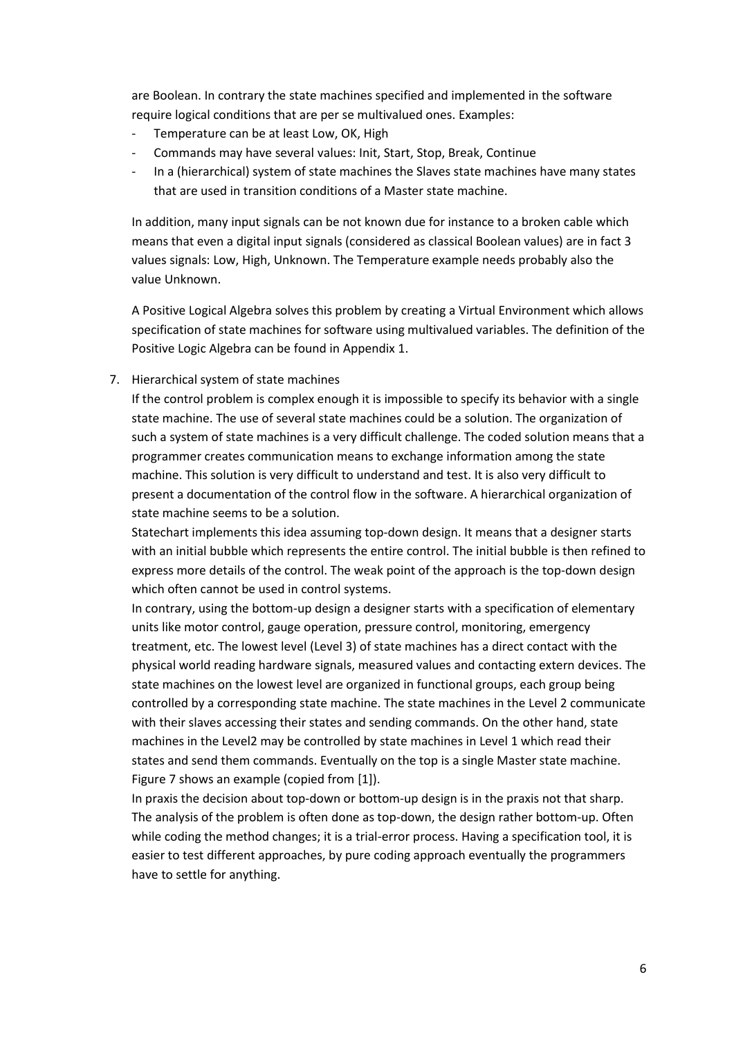are Boolean. In contrary the state machines specified and implemented in the software require logical conditions that are per se multivalued ones. Examples:

- Temperature can be at least Low, OK, High
- Commands may have several values: Init, Start, Stop, Break, Continue
- In a (hierarchical) system of state machines the Slaves state machines have many states that are used in transition conditions of a Master state machine.

In addition, many input signals can be not known due for instance to a broken cable which means that even a digital input signals (considered as classical Boolean values) are in fact 3 values signals: Low, High, Unknown. The Temperature example needs probably also the value Unknown.

A Positive Logical Algebra solves this problem by creating a Virtual Environment which allows specification of state machines for software using multivalued variables. The definition of the Positive Logic Algebra can be found in Appendix 1.

7. Hierarchical system of state machines

If the control problem is complex enough it is impossible to specify its behavior with a single state machine. The use of several state machines could be a solution. The organization of such a system of state machines is a very difficult challenge. The coded solution means that a programmer creates communication means to exchange information among the state machine. This solution is very difficult to understand and test. It is also very difficult to present a documentation of the control flow in the software. A hierarchical organization of state machine seems to be a solution.

Statechart implements this idea assuming top-down design. It means that a designer starts with an initial bubble which represents the entire control. The initial bubble is then refined to express more details of the control. The weak point of the approach is the top-down design which often cannot be used in control systems.

In contrary, using the bottom-up design a designer starts with a specification of elementary units like motor control, gauge operation, pressure control, monitoring, emergency treatment, etc. The lowest level (Level 3) of state machines has a direct contact with the physical world reading hardware signals, measured values and contacting extern devices. The state machines on the lowest level are organized in functional groups, each group being controlled by a corresponding state machine. The state machines in the Level 2 communicate with their slaves accessing their states and sending commands. On the other hand, state machines in the Level2 may be controlled by state machines in Level 1 which read their states and send them commands. Eventually on the top is a single Master state machine. Figure 7 shows an example (copied from [1]).

In praxis the decision about top-down or bottom-up design is in the praxis not that sharp. The analysis of the problem is often done as top-down, the design rather bottom-up. Often while coding the method changes; it is a trial-error process. Having a specification tool, it is easier to test different approaches, by pure coding approach eventually the programmers have to settle for anything.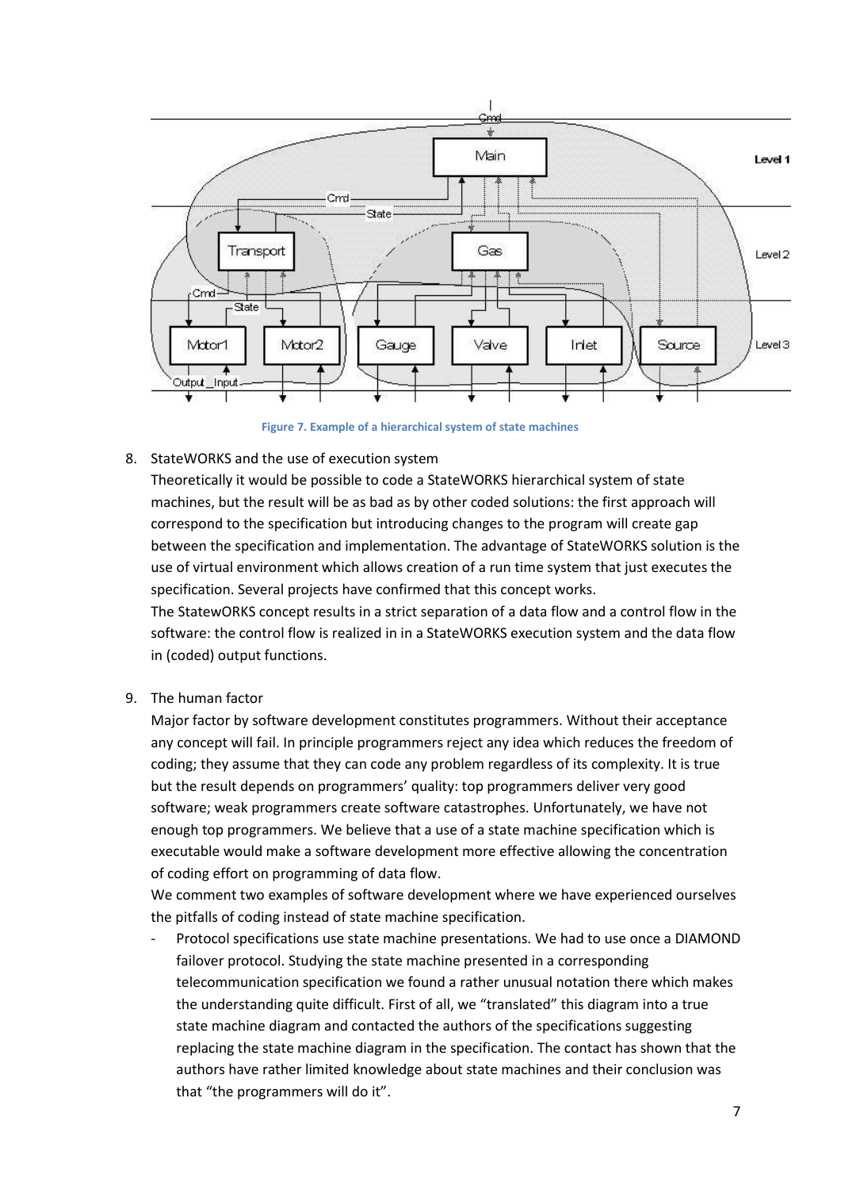Figure 7. Example of a hierarchical system of state machines

8. StateWORKS and the use of execution system

   Theoretically it would be possible to code a StateWORKS hierarchical system of state machines, but the result will be as bad as by other coded solutions: the first approach will correspond to the specification but introducing changes to the program will create gap between the specification and implementation. The advantage of StateWORKS solution is the use of virtual environment which allows creation of a run time system that just executes the specification. Several projects have confirmed that this concept works.

   The StatewORKS concept results in a strict separation of a data flow and a control flow in the software: the control flow is realized in in a StateWORKS execution system and the data flow in (coded) output functions.

9. The human factor

   Major factor by software development constitutes programmers. Without their acceptance any concept will fail. In principle programmers reject any idea which reduces the freedom of coding; they assume that they can code any problem regardless of its complexity. It is true but the result depends on programmers' quality: top programmers deliver very good software; weak programmers create software catastrophes. Unfortunately, we have not enough top programmers. We believe that a use of a state machine specification which is executable would make a software development more effective allowing the concentration of coding effort on programming of data flow.

   We comment two examples of software development where we have experienced ourselves the pitfalls of coding instead of state machine specification.

   - Protocol specifications use state machine presentations. We had to use once a DIAMOND failover protocol. Studying the state machine presented in a corresponding telecommunication specification we found a rather unusual notation there which makes the understanding quite difficult. First of all, we "translated" this diagram into a true state machine diagram and contacted the authors of the specifications suggesting replacing the state machine diagram in the specification. The contact has shown that the authors have rather limited knowledge about state machines and their conclusion was that "the programmers will do it".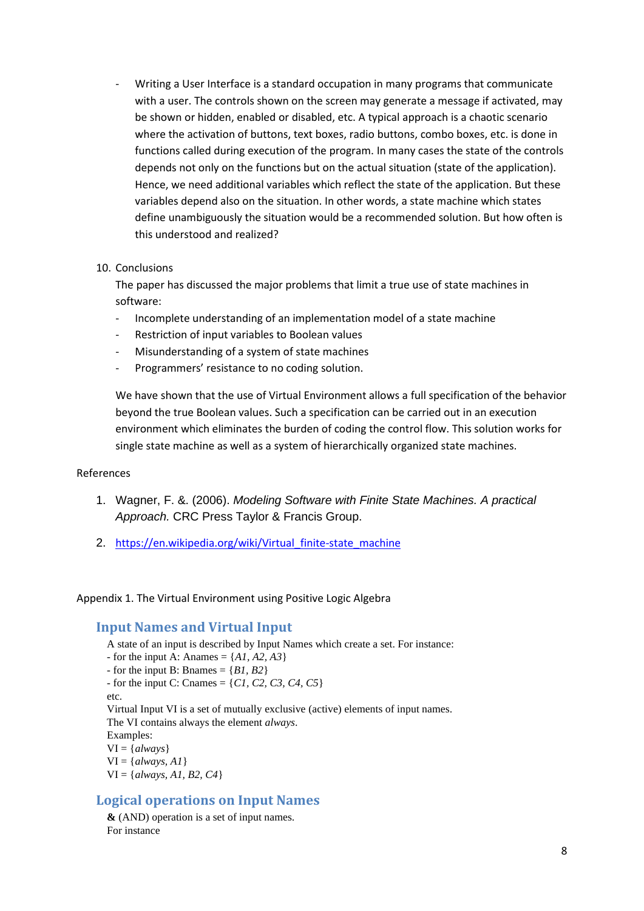- Writing a User Interface is a standard occupation in many programs that communicate with a user. The controls shown on the screen may generate a message if activated, may be shown or hidden, enabled or disabled, etc. A typical approach is a chaotic scenario where the activation of buttons, text boxes, radio buttons, combo boxes, etc. is done in functions called during execution of the program. In many cases the state of the controls depends not only on the functions but on the actual situation (state of the application). Hence, we need additional variables which reflect the state of the application. But these variables depend also on the situation. In other words, a state machine which states define unambiguously the situation would be a recommended solution. But how often is this understood and realized?

10. Conclusions

The paper has discussed the major problems that limit a true use of state machines in software:

- Incomplete understanding of an implementation model of a state machine
- Restriction of input variables to Boolean values
- Misunderstanding of a system of state machines
- Programmers' resistance to no coding solution.

We have shown that the use of Virtual Environment allows a full specification of the behavior beyond the true Boolean values. Such a specification can be carried out in an execution environment which eliminates the burden of coding the control flow. This solution works for single state machine as well as a system of hierarchically organized state machines.

References

1. Wagner, F. &. (2006). *Modeling Software with Finite State Machines. A practical Approach.* CRC Press Taylor & Francis Group.
2. https://en.wikipedia.org/wiki/Virtual_finite-state_machine

Appendix 1. The Virtual Environment using Positive Logic Algebra

## Input Names and Virtual Input

A state of an input is described by Input Names which create a set. For instance:
- for the input A: Anames = {*A1*, *A2*, *A3*}
- for the input B: Bnames = {*B1*, *B2*}
- for the input C: Cnames = {*C1*, *C2*, *C3*, *C4*, *C5*}

etc.

Virtual Input VI is a set of mutually exclusive (active) elements of input names.
The VI contains always the element *always*.
Examples:
VI = {*always*}
VI = {*always*, *A1*}
VI = {*always*, *A1*, *B2*, *C4*}

## Logical operations on Input Names

**&** (AND) operation is a set of input names.
For instance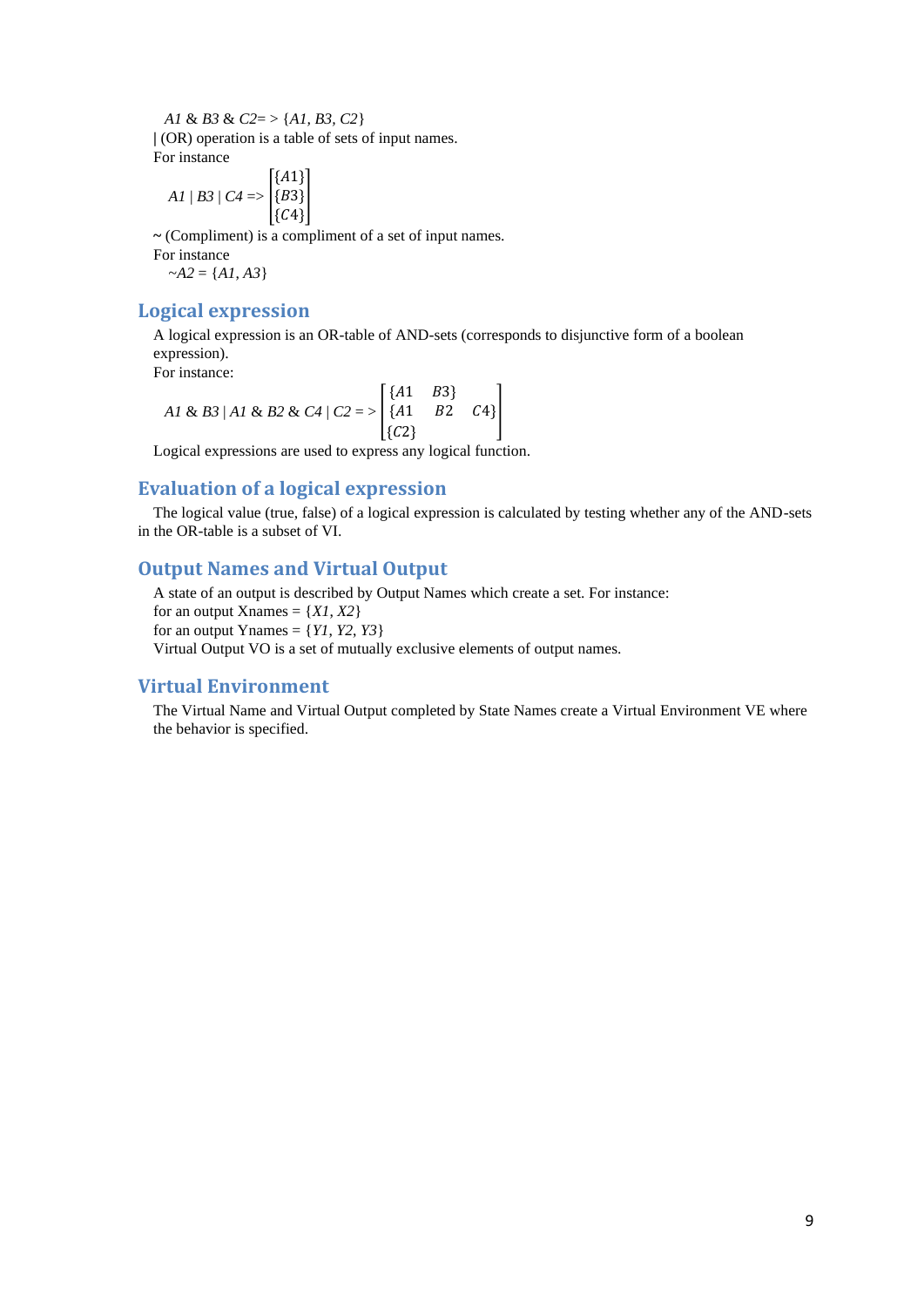*A1* & *B3* & *C2*= > {*A1*, *B3*, *C2*}

| (OR) operation is a table of sets of input names.

For instance

$$A1 \mid B3 \mid C4 \Rightarrow \begin{bmatrix} \{A1\} \\ \{B3\} \\ \{C4\} \end{bmatrix}$$

~ (Compliment) is a compliment of a set of input names.

For instance

~*A2* = {*A1*, *A3*}

## Logical expression

A logical expression is an OR-table of AND-sets (corresponds to disjunctive form of a boolean expression).

For instance:

$$A1 \;\&\; B3 \mid A1 \;\&\; B2 \;\&\; C4 \mid C2 => \begin{bmatrix} \{A1 & B3\} & \\ \{A1 & B2 & C4\} \\ \{C2\} & & \end{bmatrix}$$

Logical expressions are used to express any logical function.

## Evaluation of a logical expression

The logical value (true, false) of a logical expression is calculated by testing whether any of the AND-sets in the OR-table is a subset of VI.

## Output Names and Virtual Output

A state of an output is described by Output Names which create a set. For instance:

for an output Xnames = {*X1*, *X2*}

for an output Ynames = {*Y1*, *Y2*, *Y3*}

Virtual Output VO is a set of mutually exclusive elements of output names.

## Virtual Environment

The Virtual Name and Virtual Output completed by State Names create a Virtual Environment VE where the behavior is specified.